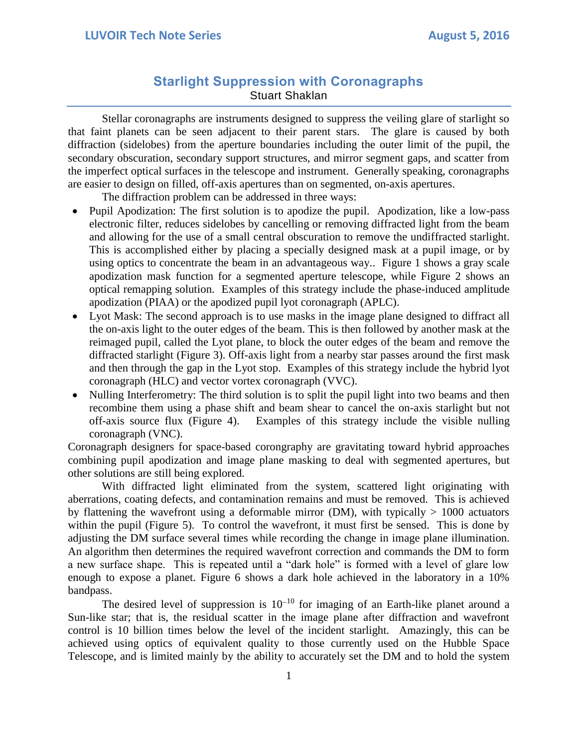# Starlight Suppression with Coronagraphs

Stuart Shaklan

Stellar coronagraphs are instruments designed to suppress the veiling glare of starlight so that faint planets can be seen adjacent to their parent stars. The glare is caused by both diffraction (sidelobes) from the aperture boundaries including the outer limit of the pupil, the secondary obscuration, secondary support structures, and mirror segment gaps, and scatter from the imperfect optical surfaces in the telescope and instrument. Generally speaking, coronagraphs are easier to design on filled, off-axis apertures than on segmented, on-axis apertures.

The diffraction problem can be addressed in three ways:

- Pupil Apodization: The first solution is to apodize the pupil. Apodization, like a low-pass electronic filter, reduces sidelobes by cancelling or removing diffracted light from the beam and allowing for the use of a small central obscuration to remove the undiffracted starlight. This is accomplished either by placing a specially designed mask at a pupil image, or by using optics to concentrate the beam in an advantageous way.. Figure 1 shows a gray scale apodization mask function for a segmented aperture telescope, while Figure 2 shows an optical remapping solution. Examples of this strategy include the phase-induced amplitude apodization (PIAA) or the apodized pupil lyot coronagraph (APLC).
- Lyot Mask: The second approach is to use masks in the image plane designed to diffract all the on-axis light to the outer edges of the beam. This is then followed by another mask at the reimaged pupil, called the Lyot plane, to block the outer edges of the beam and remove the diffracted starlight (Figure 3). Off-axis light from a nearby star passes around the first mask and then through the gap in the Lyot stop. Examples of this strategy include the hybrid lyot coronagraph (HLC) and vector vortex coronagraph (VVC).
- Nulling Interferometry: The third solution is to split the pupil light into two beams and then recombine them using a phase shift and beam shear to cancel the on-axis starlight but not off-axis source flux (Figure 4). Examples of this strategy include the visible nulling coronagraph (VNC).

Coronagraph designers for space-based corongraphy are gravitating toward hybrid approaches combining pupil apodization and image plane masking to deal with segmented apertures, but other solutions are still being explored.

With diffracted light eliminated from the system, scattered light originating with aberrations, coating defects, and contamination remains and must be removed. This is achieved by flattening the wavefront using a deformable mirror (DM), with typically > 1000 actuators within the pupil (Figure 5). To control the wavefront, it must first be sensed. This is done by adjusting the DM surface several times while recording the change in image plane illumination. An algorithm then determines the required wavefront correction and commands the DM to form a new surface shape. This is repeated until a "dark hole" is formed with a level of glare low enough to expose a planet. Figure 6 shows a dark hole achieved in the laboratory in a 10% bandpass.

The desired level of suppression is $10^{-10}$ for imaging of an Earth-like planet around a Sun-like star; that is, the residual scatter in the image plane after diffraction and wavefront control is 10 billion times below the level of the incident starlight. Amazingly, this can be achieved using optics of equivalent quality to those currently used on the Hubble Space Telescope, and is limited mainly by the ability to accurately set the DM and to hold the system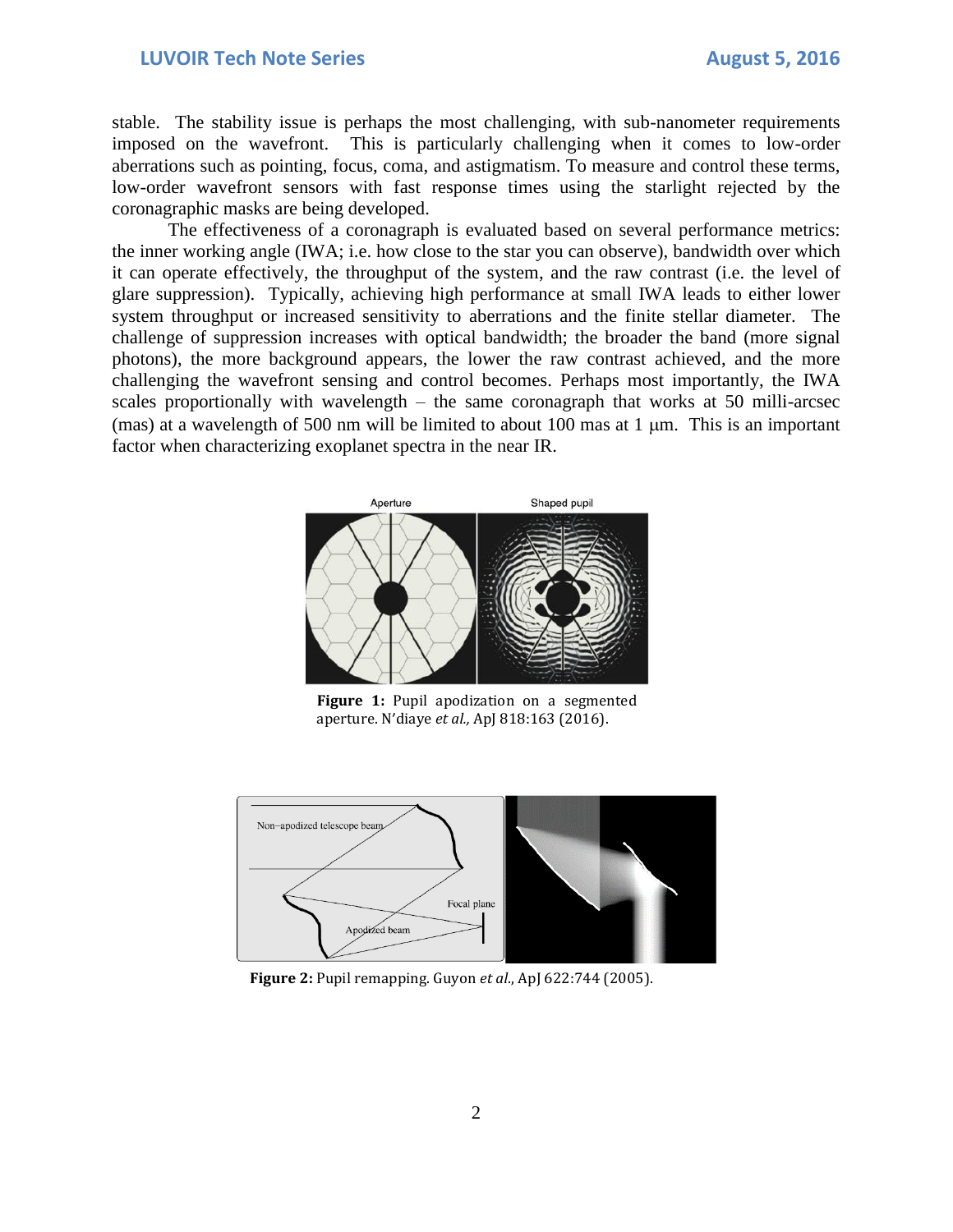stable. The stability issue is perhaps the most challenging, with sub-nanometer requirements imposed on the wavefront. This is particularly challenging when it comes to low-order aberrations such as pointing, focus, coma, and astigmatism. To measure and control these terms, low-order wavefront sensors with fast response times using the starlight rejected by the coronagraphic masks are being developed.

The effectiveness of a coronagraph is evaluated based on several performance metrics: the inner working angle (IWA; i.e. how close to the star you can observe), bandwidth over which it can operate effectively, the throughput of the system, and the raw contrast (i.e. the level of glare suppression). Typically, achieving high performance at small IWA leads to either lower system throughput or increased sensitivity to aberrations and the finite stellar diameter. The challenge of suppression increases with optical bandwidth; the broader the band (more signal photons), the more background appears, the lower the raw contrast achieved, and the more challenging the wavefront sensing and control becomes. Perhaps most importantly, the IWA scales proportionally with wavelength – the same coronagraph that works at 50 milli-arcsec (mas) at a wavelength of 500 nm will be limited to about 100 mas at 1 μm. This is an important factor when characterizing exoplanet spectra in the near IR.

**Figure 1:** Pupil apodization on a segmented aperture. N'diaye *et al.,* ApJ 818:163 (2016).

**Figure 2:** Pupil remapping. Guyon *et al.*, ApJ 622:744 (2005).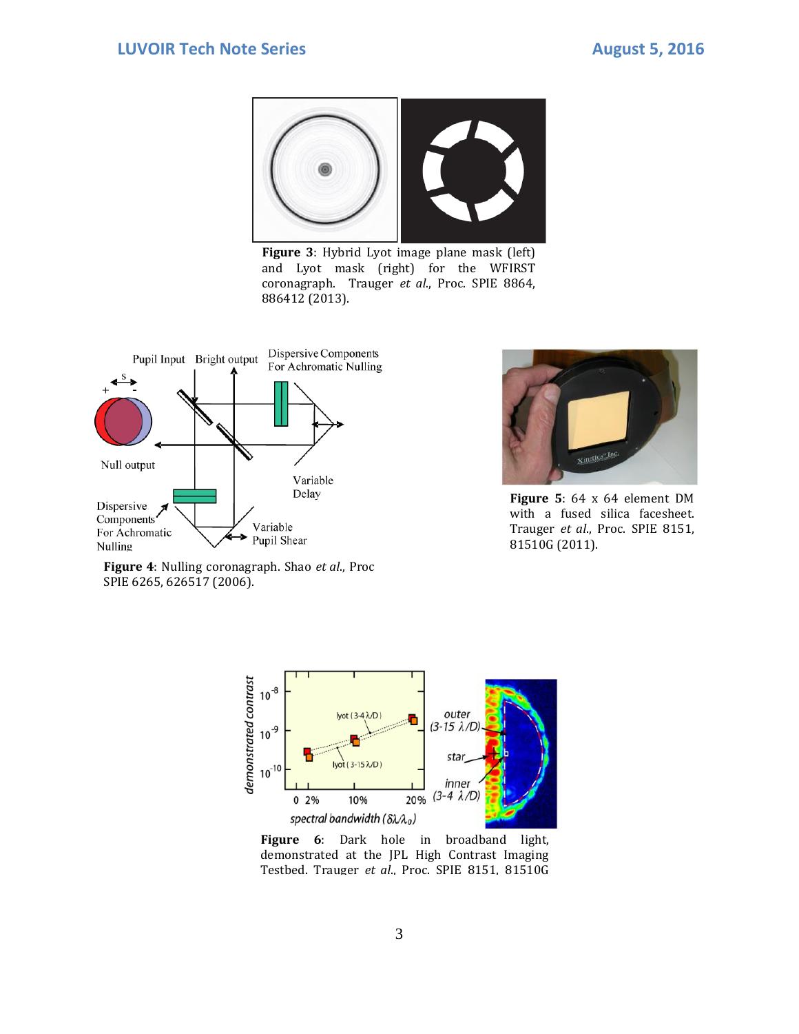**Figure 3**: Hybrid Lyot image plane mask (left) and Lyot mask (right) for the WFIRST coronagraph. Trauger *et al.*, Proc. SPIE 8864, 886412 (2013).

Pupil Input
Bright output
Dispersive Components For Achromatic Nulling
S
+
-
Null output
Variable Delay
Dispersive Components For Achromatic Nulling
Variable Pupil Shear

**Figure 4**: Nulling coronagraph. Shao *et al.*, Proc SPIE 6265, 626517 (2006).

**Figure 5**: 64 x 64 element DM with a fused silica facesheet. Trauger *et al.*, Proc. SPIE 8151, 81510G (2011).

demonstrated contrast
$10^{-8}$
$10^{-9}$
$10^{-10}$
lyot (3-4 λ/D)
lyot (3-15 λ/D)
0 2%
10%
20%
spectral bandwidth ($\delta\lambda/\lambda_0$)
outer (3-15 λ/D)
star
inner (3-4 λ/D)

**Figure 6**: Dark hole in broadband light, demonstrated at the JPL High Contrast Imaging Testbed. Trauger *et al.*, Proc. SPIE 8151, 81510G